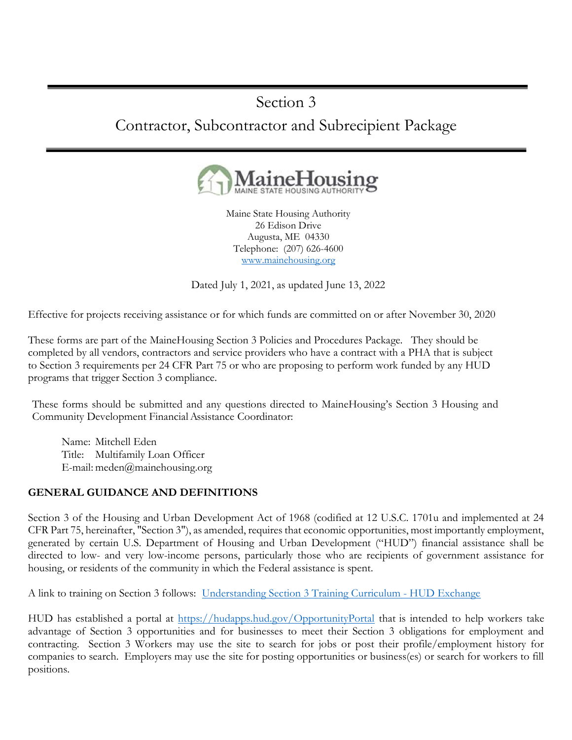# Section 3

## Contractor, Subcontractor and Subrecipient Package

MaineHousing
MAINE STATE HOUSING AUTHORITY

Maine State Housing Authority
26 Edison Drive
Augusta, ME 04330
Telephone: (207) 626-4600
[www.mainehousing.org](www.mainehousing.org)

Dated July 1, 2021, as updated June 13, 2022

Effective for projects receiving assistance or for which funds are committed on or after November 30, 2020

These forms are part of the MaineHousing Section 3 Policies and Procedures Package. They should be completed by all vendors, contractors and service providers who have a contract with a PHA that is subject to Section 3 requirements per 24 CFR Part 75 or who are proposing to perform work funded by any HUD programs that trigger Section 3 compliance.

These forms should be submitted and any questions directed to MaineHousing's Section 3 Housing and Community Development Financial Assistance Coordinator:

Name: Mitchell Eden
Title: Multifamily Loan Officer
E-mail: meden@mainehousing.org

**GENERAL GUIDANCE AND DEFINITIONS**

Section 3 of the Housing and Urban Development Act of 1968 (codified at 12 U.S.C. 1701u and implemented at 24 CFR Part 75, hereinafter, "Section 3"), as amended, requires that economic opportunities, most importantly employment, generated by certain U.S. Department of Housing and Urban Development ("HUD") financial assistance shall be directed to low- and very low-income persons, particularly those who are recipients of government assistance for housing, or residents of the community in which the Federal assistance is spent.

A link to training on Section 3 follows: [Understanding Section 3 Training Curriculum - HUD Exchange]()

HUD has established a portal at [https://hudapps.hud.gov/OpportunityPortal](https://hudapps.hud.gov/OpportunityPortal) that is intended to help workers take advantage of Section 3 opportunities and for businesses to meet their Section 3 obligations for employment and contracting. Section 3 Workers may use the site to search for jobs or post their profile/employment history for companies to search. Employers may use the site for posting opportunities or business(es) or search for workers to fill positions.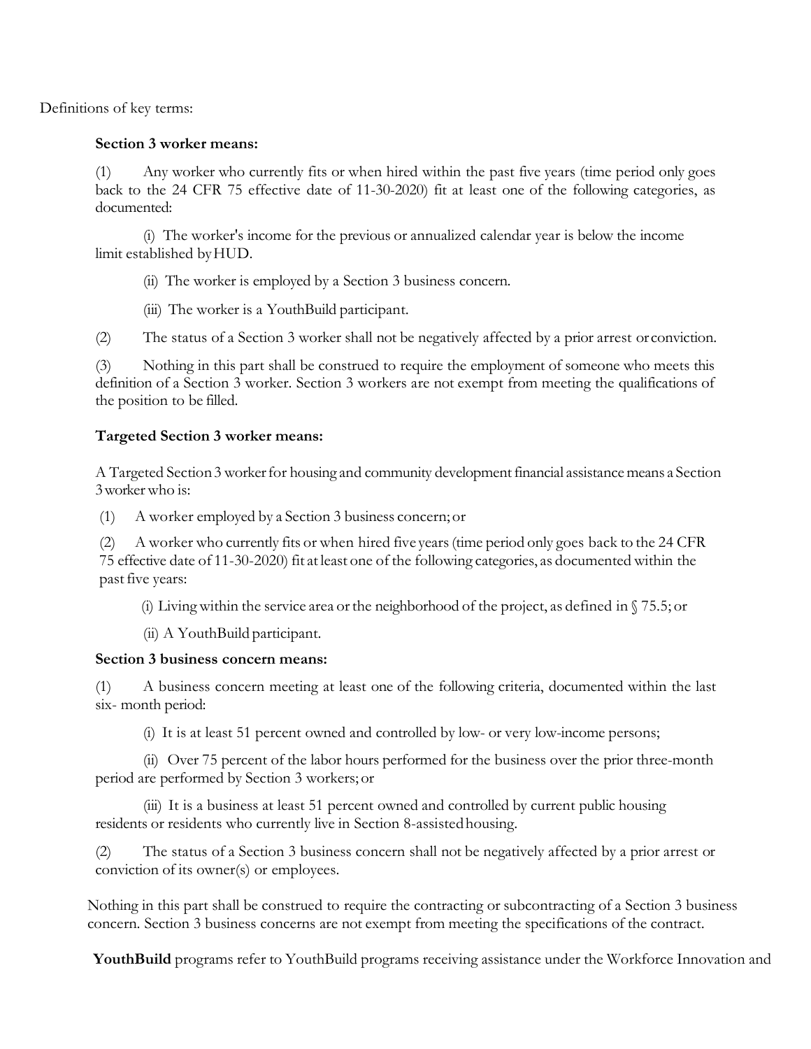Definitions of key terms:

**Section 3 worker means:**

(1) Any worker who currently fits or when hired within the past five years (time period only goes back to the 24 CFR 75 effective date of 11-30-2020) fit at least one of the following categories, as documented:

(i) The worker's income for the previous or annualized calendar year is below the income limit established by HUD.

(ii) The worker is employed by a Section 3 business concern.

(iii) The worker is a YouthBuild participant.

(2) The status of a Section 3 worker shall not be negatively affected by a prior arrest or conviction.

(3) Nothing in this part shall be construed to require the employment of someone who meets this definition of a Section 3 worker. Section 3 workers are not exempt from meeting the qualifications of the position to be filled.

**Targeted Section 3 worker means:**

A Targeted Section 3 worker for housing and community development financial assistance means a Section 3 worker who is:

(1) A worker employed by a Section 3 business concern; or

(2) A worker who currently fits or when hired five years (time period only goes back to the 24 CFR 75 effective date of 11-30-2020) fit at least one of the following categories, as documented within the past five years:

(i) Living within the service area or the neighborhood of the project, as defined in § 75.5; or

(ii) A YouthBuild participant.

**Section 3 business concern means:**

(1) A business concern meeting at least one of the following criteria, documented within the last six- month period:

(i) It is at least 51 percent owned and controlled by low- or very low-income persons;

(ii) Over 75 percent of the labor hours performed for the business over the prior three-month period are performed by Section 3 workers; or

(iii) It is a business at least 51 percent owned and controlled by current public housing residents or residents who currently live in Section 8-assisted housing.

(2) The status of a Section 3 business concern shall not be negatively affected by a prior arrest or conviction of its owner(s) or employees.

Nothing in this part shall be construed to require the contracting or subcontracting of a Section 3 business concern. Section 3 business concerns are not exempt from meeting the specifications of the contract.

**YouthBuild** programs refer to YouthBuild programs receiving assistance under the Workforce Innovation and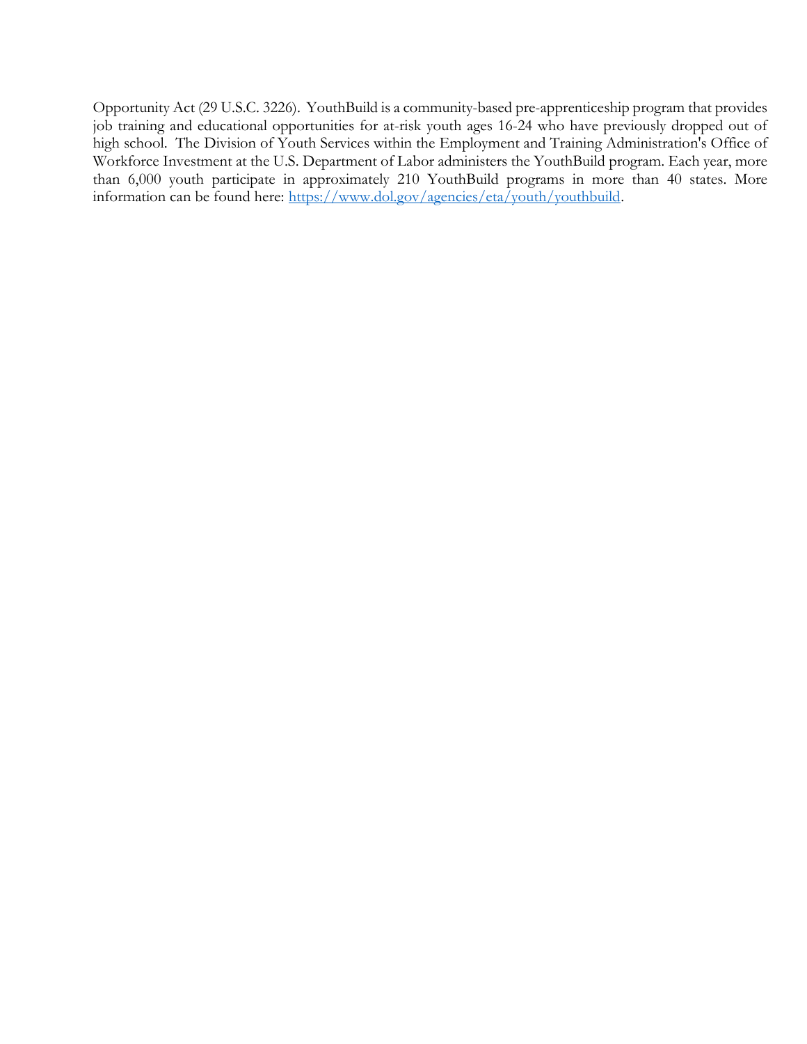Opportunity Act (29 U.S.C. 3226). YouthBuild is a community-based pre-apprenticeship program that provides job training and educational opportunities for at-risk youth ages 16-24 who have previously dropped out of high school. The Division of Youth Services within the Employment and Training Administration's Office of Workforce Investment at the U.S. Department of Labor administers the YouthBuild program. Each year, more than 6,000 youth participate in approximately 210 YouthBuild programs in more than 40 states. More information can be found here: [https://www.dol.gov/agencies/eta/youth/youthbuild](https://www.dol.gov/agencies/eta/youth/youthbuild).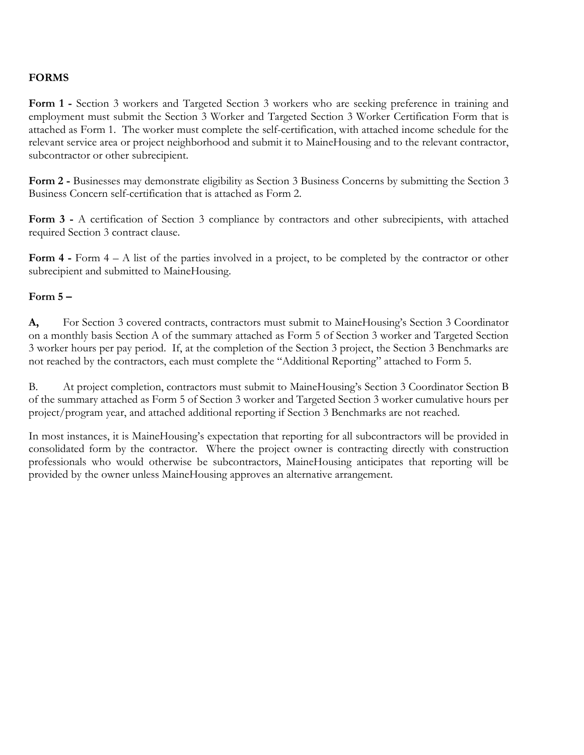**FORMS**

**Form 1 -** Section 3 workers and Targeted Section 3 workers who are seeking preference in training and employment must submit the Section 3 Worker and Targeted Section 3 Worker Certification Form that is attached as Form 1. The worker must complete the self-certification, with attached income schedule for the relevant service area or project neighborhood and submit it to MaineHousing and to the relevant contractor, subcontractor or other subrecipient.

**Form 2 -** Businesses may demonstrate eligibility as Section 3 Business Concerns by submitting the Section 3 Business Concern self-certification that is attached as Form 2.

**Form 3 -** A certification of Section 3 compliance by contractors and other subrecipients, with attached required Section 3 contract clause.

**Form 4 -** Form 4 – A list of the parties involved in a project, to be completed by the contractor or other subrecipient and submitted to MaineHousing.

**Form 5 –**

**A,** For Section 3 covered contracts, contractors must submit to MaineHousing's Section 3 Coordinator on a monthly basis Section A of the summary attached as Form 5 of Section 3 worker and Targeted Section 3 worker hours per pay period. If, at the completion of the Section 3 project, the Section 3 Benchmarks are not reached by the contractors, each must complete the "Additional Reporting" attached to Form 5.

B. At project completion, contractors must submit to MaineHousing's Section 3 Coordinator Section B of the summary attached as Form 5 of Section 3 worker and Targeted Section 3 worker cumulative hours per project/program year, and attached additional reporting if Section 3 Benchmarks are not reached.

In most instances, it is MaineHousing's expectation that reporting for all subcontractors will be provided in consolidated form by the contractor. Where the project owner is contracting directly with construction professionals who would otherwise be subcontractors, MaineHousing anticipates that reporting will be provided by the owner unless MaineHousing approves an alternative arrangement.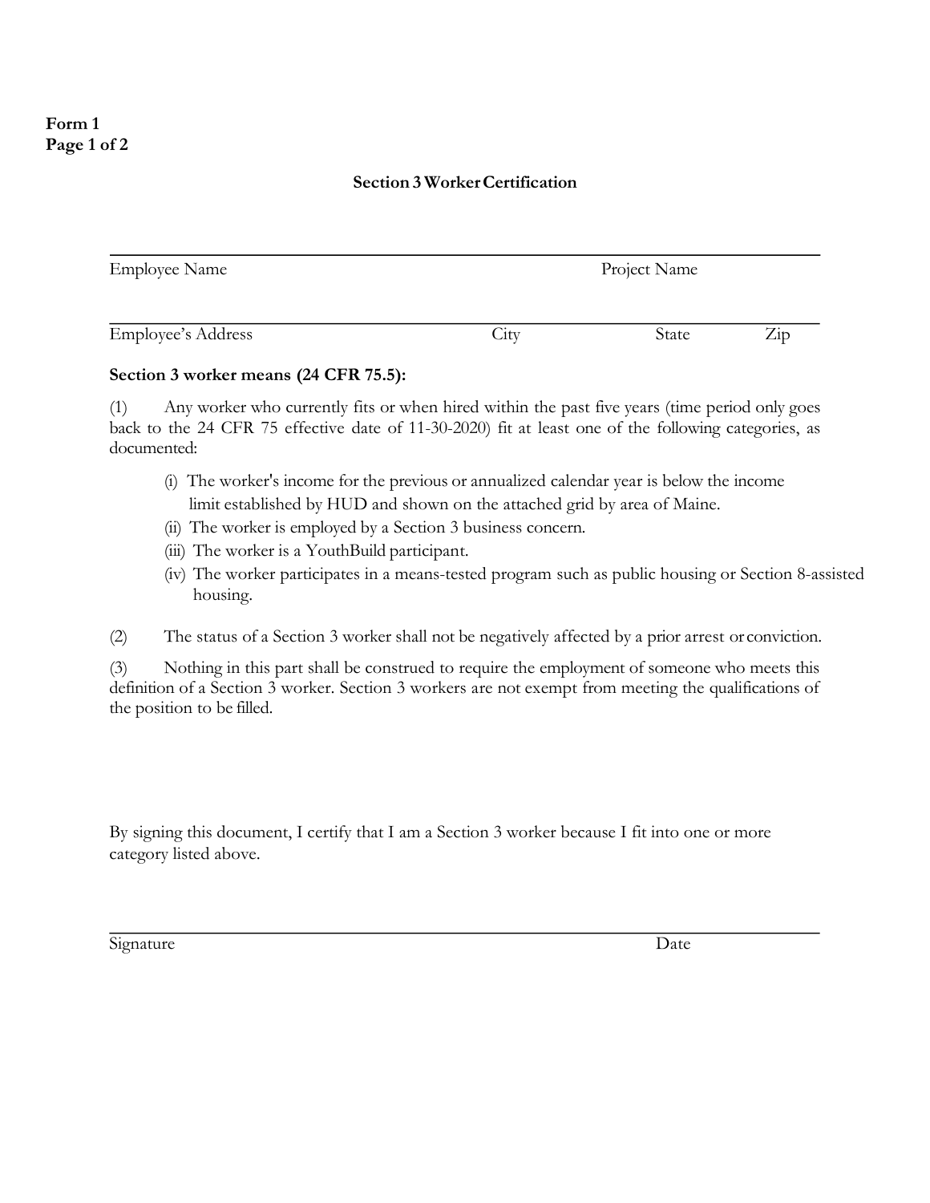**Form 1**
**Page 1 of 2**

## Section 3 Worker Certification

| Employee Name | | Project Name | |
|---|---|---|---|
| **Employee's Address** | **City** | **State** | **Zip** |

**Section 3 worker means (24 CFR 75.5):**

(1) Any worker who currently fits or when hired within the past five years (time period only goes back to the 24 CFR 75 effective date of 11-30-2020) fit at least one of the following categories, as documented:

- (i) The worker's income for the previous or annualized calendar year is below the income limit established by HUD and shown on the attached grid by area of Maine.
- (ii) The worker is employed by a Section 3 business concern.
- (iii) The worker is a YouthBuild participant.
- (iv) The worker participates in a means-tested program such as public housing or Section 8-assisted housing.

(2) The status of a Section 3 worker shall not be negatively affected by a prior arrest or conviction.

(3) Nothing in this part shall be construed to require the employment of someone who meets this definition of a Section 3 worker. Section 3 workers are not exempt from meeting the qualifications of the position to be filled.

By signing this document, I certify that I am a Section 3 worker because I fit into one or more category listed above.

Signature ______________________ Date ____________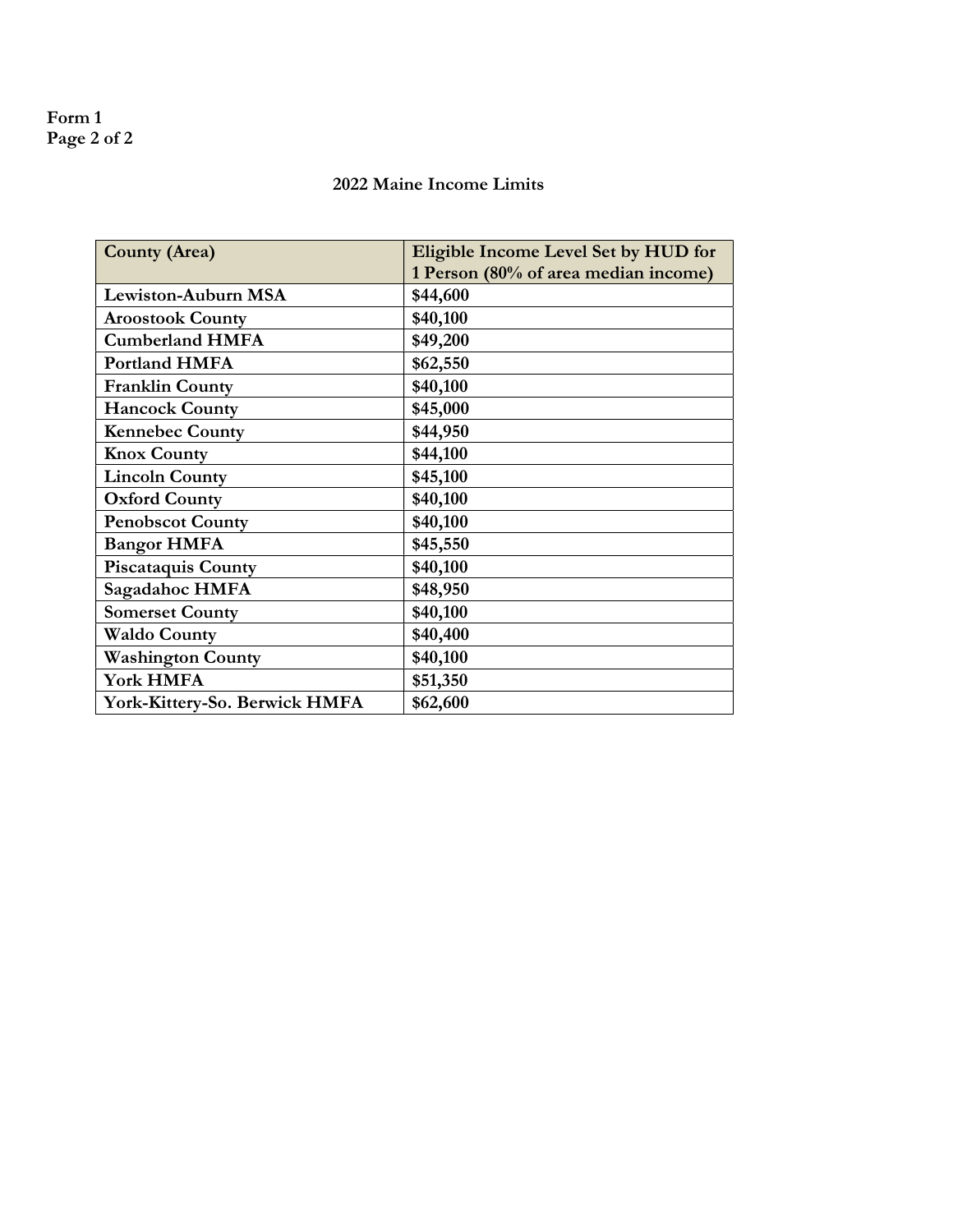**Form 1**
**Page 2 of 2**

## 2022 Maine Income Limits

| County (Area) | Eligible Income Level Set by HUD for 1 Person (80% of area median income) |
|---|---|
| Lewiston-Auburn MSA | $44,600 |
| Aroostook County | $40,100 |
| Cumberland HMFA | $49,200 |
| Portland HMFA | $62,550 |
| Franklin County | $40,100 |
| Hancock County | $45,000 |
| Kennebec County | $44,950 |
| Knox County | $44,100 |
| Lincoln County | $45,100 |
| Oxford County | $40,100 |
| Penobscot County | $40,100 |
| Bangor HMFA | $45,550 |
| Piscataquis County | $40,100 |
| Sagadahoc HMFA | $48,950 |
| Somerset County | $40,100 |
| Waldo County | $40,400 |
| Washington County | $40,100 |
| York HMFA | $51,350 |
| York-Kittery-So. Berwick HMFA | $62,600 |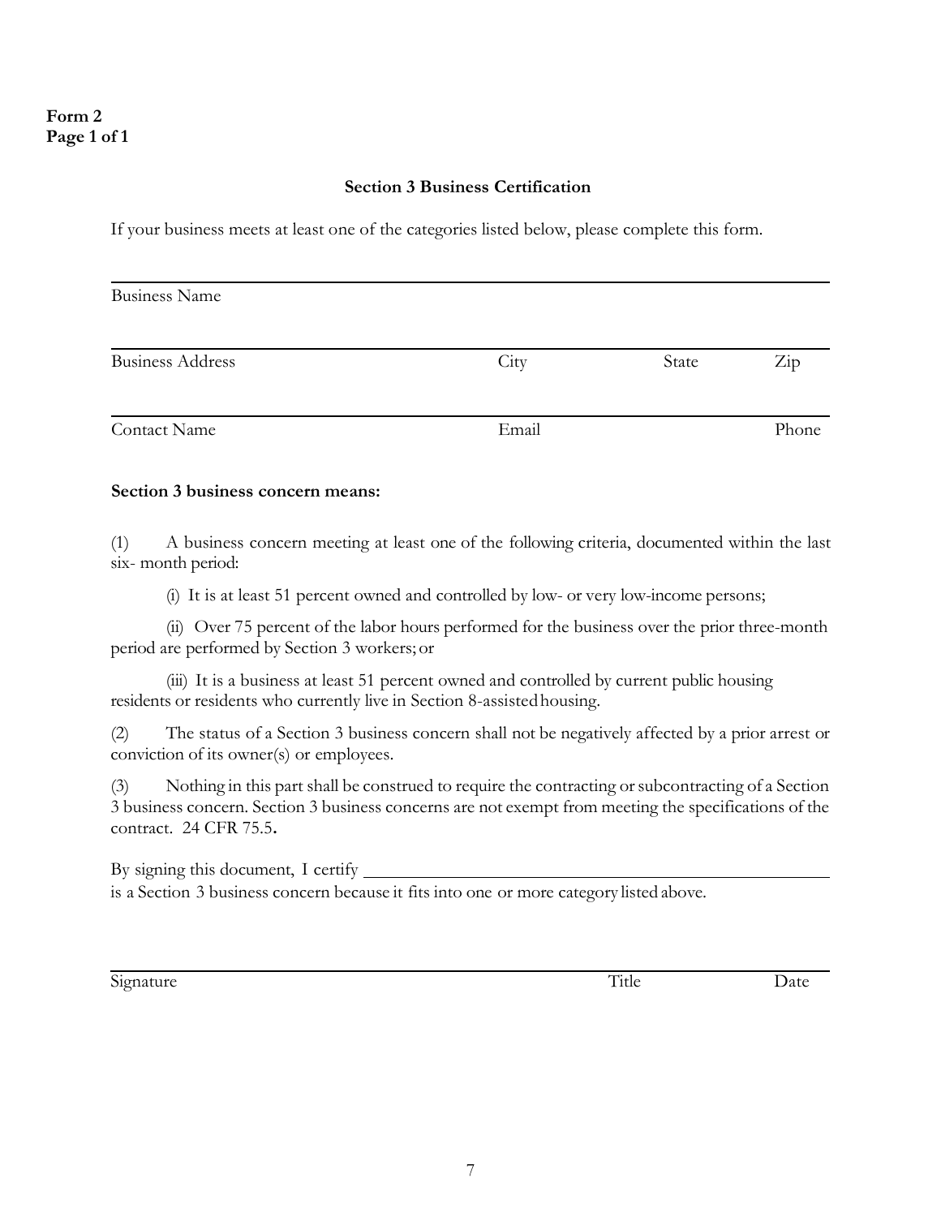**Form 2**
**Page 1 of 1**

## Section 3 Business Certification

If your business meets at least one of the categories listed below, please complete this form.

______________________________________________________________________

Business Name

______________________________________________________________________

Business Address | City | State | Zip

______________________________________________________________________

Contact Name | Email | Phone

**Section 3 business concern means:**

(1) A business concern meeting at least one of the following criteria, documented within the last six- month period:

(i) It is at least 51 percent owned and controlled by low- or very low-income persons;

(ii) Over 75 percent of the labor hours performed for the business over the prior three-month period are performed by Section 3 workers; or

(iii) It is a business at least 51 percent owned and controlled by current public housing residents or residents who currently live in Section 8-assisted housing.

(2) The status of a Section 3 business concern shall not be negatively affected by a prior arrest or conviction of its owner(s) or employees.

(3) Nothing in this part shall be construed to require the contracting or subcontracting of a Section 3 business concern. Section 3 business concerns are not exempt from meeting the specifications of the contract. 24 CFR 75.5**.**

By signing this document, I certify ______________________________________________
is a Section 3 business concern because it fits into one or more category listed above.

______________________________________________________________________

Signature | Title | Date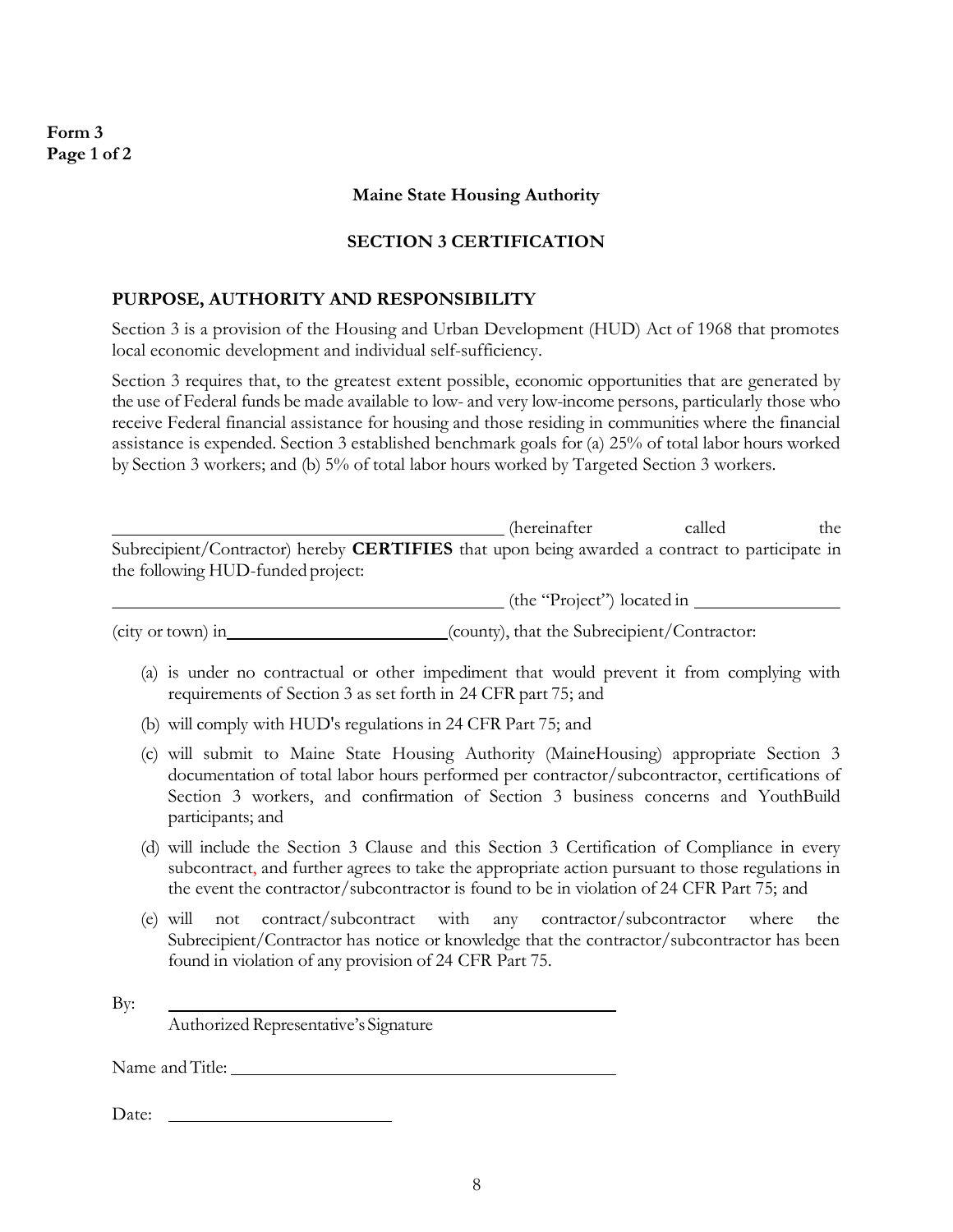**Form 3**
**Page 1 of 2**

**Maine State Housing Authority**

**SECTION 3 CERTIFICATION**

## PURPOSE, AUTHORITY AND RESPONSIBILITY

Section 3 is a provision of the Housing and Urban Development (HUD) Act of 1968 that promotes local economic development and individual self-sufficiency.

Section 3 requires that, to the greatest extent possible, economic opportunities that are generated by the use of Federal funds be made available to low- and very low-income persons, particularly those who receive Federal financial assistance for housing and those residing in communities where the financial assistance is expended. Section 3 established benchmark goals for (a) 25% of total labor hours worked by Section 3 workers; and (b) 5% of total labor hours worked by Targeted Section 3 workers.

\_\_\_\_\_\_\_\_\_\_\_\_\_\_\_\_\_\_\_\_\_\_\_\_\_\_\_\_\_\_\_\_\_\_\_\_\_\_\_\_ (hereinafter called the Subrecipient/Contractor) hereby **CERTIFIES** that upon being awarded a contract to participate in the following HUD-funded project:

\_\_\_\_\_\_\_\_\_\_\_\_\_\_\_\_\_\_\_\_\_\_\_\_\_\_\_\_\_\_\_\_\_\_\_\_\_\_\_\_ (the "Project") located in \_\_\_\_\_\_\_\_\_\_\_\_\_\_\_\_

(city or town) in\_\_\_\_\_\_\_\_\_\_\_\_\_\_\_\_\_\_\_\_\_\_\_\_(county), that the Subrecipient/Contractor:

(a) is under no contractual or other impediment that would prevent it from complying with requirements of Section 3 as set forth in 24 CFR part 75; and

(b) will comply with HUD's regulations in 24 CFR Part 75; and

(c) will submit to Maine State Housing Authority (MaineHousing) appropriate Section 3 documentation of total labor hours performed per contractor/subcontractor, certifications of Section 3 workers, and confirmation of Section 3 business concerns and YouthBuild participants; and

(d) will include the Section 3 Clause and this Section 3 Certification of Compliance in every subcontract, and further agrees to take the appropriate action pursuant to those regulations in the event the contractor/subcontractor is found to be in violation of 24 CFR Part 75; and

(e) will not contract/subcontract with any contractor/subcontractor where the Subrecipient/Contractor has notice or knowledge that the contractor/subcontractor has been found in violation of any provision of 24 CFR Part 75.

By: \_\_\_\_\_\_\_\_\_\_\_\_\_\_\_\_\_\_\_\_\_\_\_\_\_\_\_\_\_\_\_\_\_\_\_\_\_\_\_\_
Authorized Representative's Signature

Name and Title: \_\_\_\_\_\_\_\_\_\_\_\_\_\_\_\_\_\_\_\_\_\_\_\_\_\_\_\_\_\_\_\_\_\_\_\_\_\_\_\_

Date: \_\_\_\_\_\_\_\_\_\_\_\_\_\_\_\_\_\_\_\_\_\_\_\_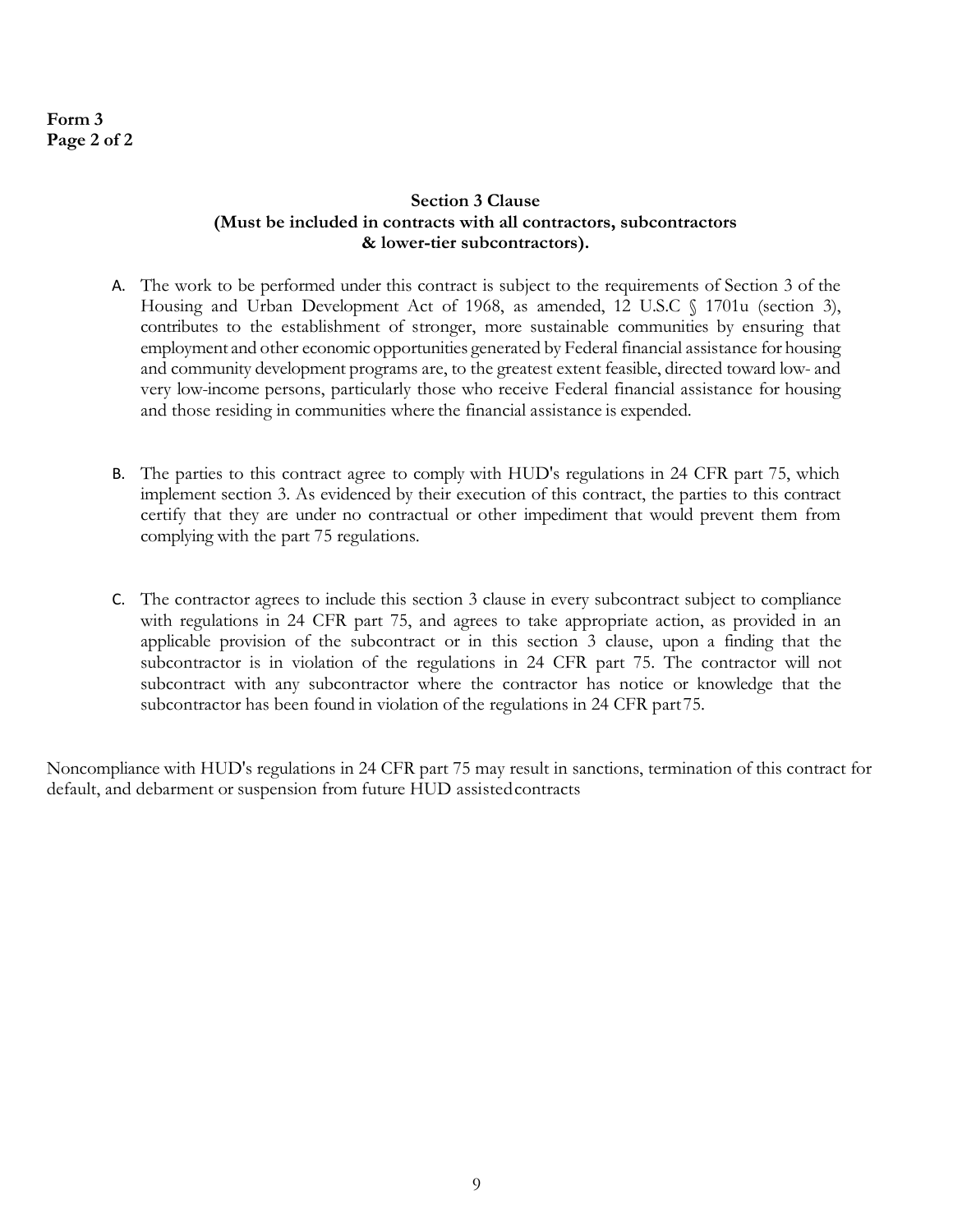**Form 3**
**Page 2 of 2**

**Section 3 Clause**
**(Must be included in contracts with all contractors, subcontractors & lower-tier subcontractors).**

A. The work to be performed under this contract is subject to the requirements of Section 3 of the Housing and Urban Development Act of 1968, as amended, 12 U.S.C § 1701u (section 3), contributes to the establishment of stronger, more sustainable communities by ensuring that employment and other economic opportunities generated by Federal financial assistance for housing and community development programs are, to the greatest extent feasible, directed toward low- and very low-income persons, particularly those who receive Federal financial assistance for housing and those residing in communities where the financial assistance is expended.

B. The parties to this contract agree to comply with HUD's regulations in 24 CFR part 75, which implement section 3. As evidenced by their execution of this contract, the parties to this contract certify that they are under no contractual or other impediment that would prevent them from complying with the part 75 regulations.

C. The contractor agrees to include this section 3 clause in every subcontract subject to compliance with regulations in 24 CFR part 75, and agrees to take appropriate action, as provided in an applicable provision of the subcontract or in this section 3 clause, upon a finding that the subcontractor is in violation of the regulations in 24 CFR part 75. The contractor will not subcontract with any subcontractor where the contractor has notice or knowledge that the subcontractor has been found in violation of the regulations in 24 CFR part 75.

Noncompliance with HUD's regulations in 24 CFR part 75 may result in sanctions, termination of this contract for default, and debarment or suspension from future HUD assisted contracts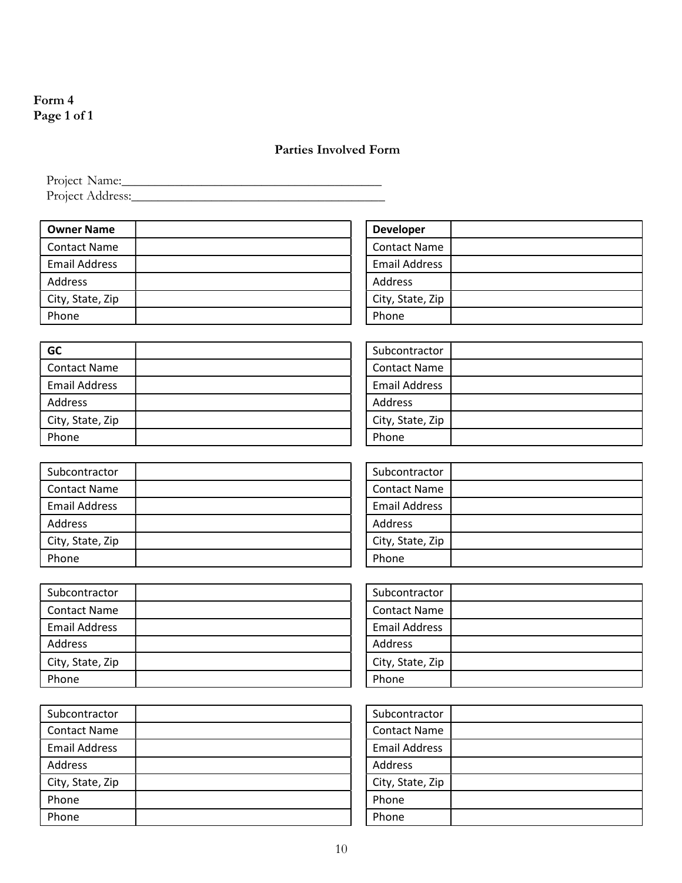**Form 4**
**Page 1 of 1**

## Parties Involved Form

Project Name:_______________________________________
Project Address:_____________________________________

| **Owner Name** | |
|---|---|
| Contact Name | |
| Email Address | |
| Address | |
| City, State, Zip | |
| Phone | |

| **Developer** | |
|---|---|
| Contact Name | |
| Email Address | |
| Address | |
| City, State, Zip | |
| Phone | |

| **GC** | |
|---|---|
| Contact Name | |
| Email Address | |
| Address | |
| City, State, Zip | |
| Phone | |

| Subcontractor | |
|---|---|
| Contact Name | |
| Email Address | |
| Address | |
| City, State, Zip | |
| Phone | |

| Subcontractor | |
|---|---|
| Contact Name | |
| Email Address | |
| Address | |
| City, State, Zip | |
| Phone | |

| Subcontractor | |
|---|---|
| Contact Name | |
| Email Address | |
| Address | |
| City, State, Zip | |
| Phone | |

| Subcontractor | |
|---|---|
| Contact Name | |
| Email Address | |
| Address | |
| City, State, Zip | |
| Phone | |

| Subcontractor | |
|---|---|
| Contact Name | |
| Email Address | |
| Address | |
| City, State, Zip | |
| Phone | |

| Subcontractor | |
|---|---|
| Contact Name | |
| Email Address | |
| Address | |
| City, State, Zip | |
| Phone | |
| Phone | |

| Subcontractor | |
|---|---|
| Contact Name | |
| Email Address | |
| Address | |
| City, State, Zip | |
| Phone | |
| Phone | |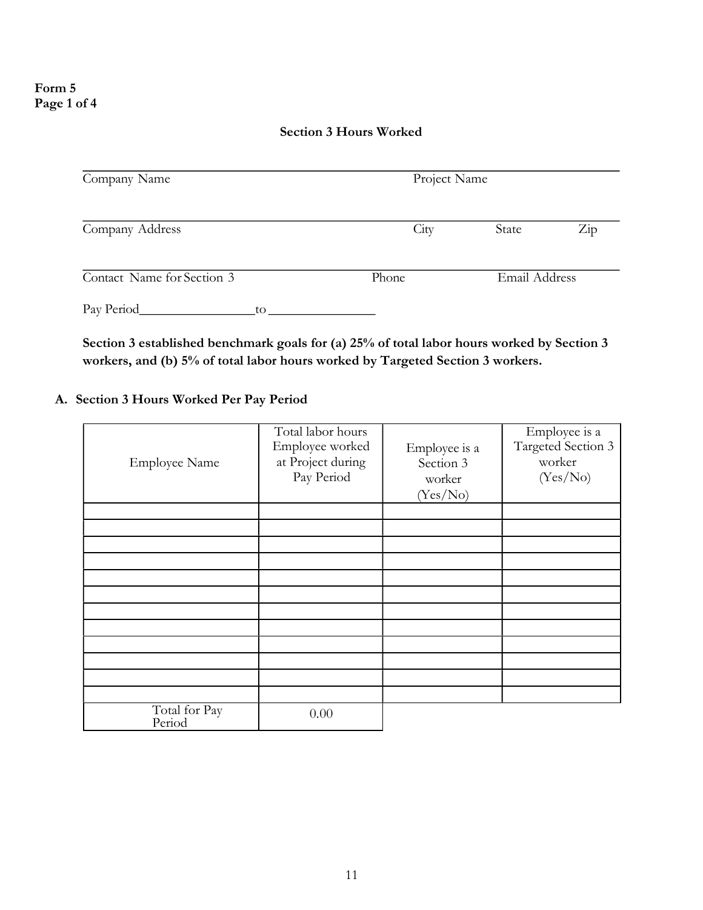**Form 5**
**Page 1 of 4**

## Section 3 Hours Worked

Company Name ____________________ Project Name ____________________

Company Address ____________________ City ________ State ________ Zip ________

Contact Name for Section 3 ____________________ Phone ________ Email Address ________

Pay Period________________to ________________

**Section 3 established benchmark goals for (a) 25% of total labor hours worked by Section 3 workers, and (b) 5% of total labor hours worked by Targeted Section 3 workers.**

### A. Section 3 Hours Worked Per Pay Period

| Employee Name | Total labor hours Employee worked at Project during Pay Period | Employee is a Section 3 worker (Yes/No) | Employee is a Targeted Section 3 worker (Yes/No) |
|---|---|---|---|
| | | | |
| | | | |
| | | | |
| | | | |
| | | | |
| | | | |
| | | | |
| | | | |
| | | | |
| | | | |
| | | | |
| | | | |
| Total for Pay Period | 0.00 | | |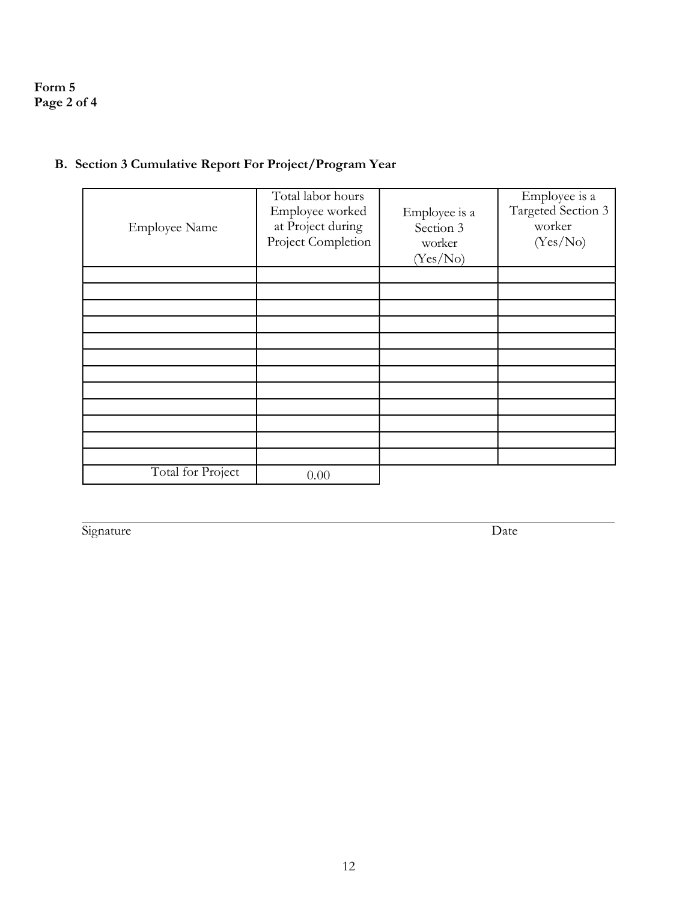**Form 5**
**Page 2 of 4**

## B. Section 3 Cumulative Report For Project/Program Year

| Employee Name | Total labor hours Employee worked at Project during Project Completion | Employee is a Section 3 worker (Yes/No) | Employee is a Targeted Section 3 worker (Yes/No) |
|---|---|---|---|
| | | | |
| | | | |
| | | | |
| | | | |
| | | | |
| | | | |
| | | | |
| | | | |
| | | | |
| | | | |
| | | | |
| | | | |
| Total for Project | 0.00 | | |

Signature                                                                                     Date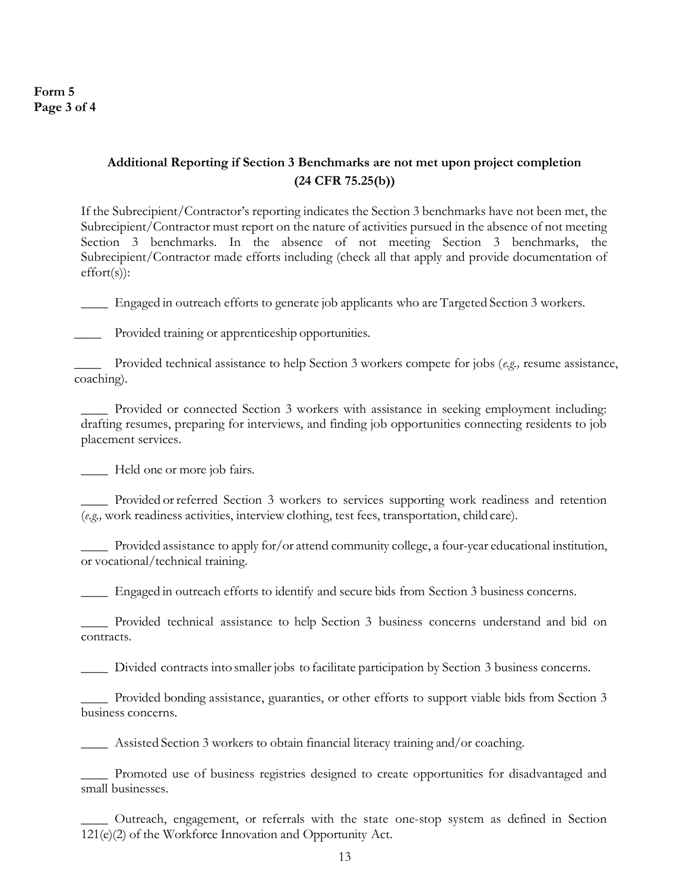**Form 5**
**Page 3 of 4**

### Additional Reporting if Section 3 Benchmarks are not met upon project completion (24 CFR 75.25(b))

If the Subrecipient/Contractor's reporting indicates the Section 3 benchmarks have not been met, the Subrecipient/Contractor must report on the nature of activities pursued in the absence of not meeting Section 3 benchmarks. In the absence of not meeting Section 3 benchmarks, the Subrecipient/Contractor made efforts including (check all that apply and provide documentation of effort(s)):

____ Engaged in outreach efforts to generate job applicants who are Targeted Section 3 workers.

____ Provided training or apprenticeship opportunities.

____ Provided technical assistance to help Section 3 workers compete for jobs (*e.g.,* resume assistance, coaching).

____ Provided or connected Section 3 workers with assistance in seeking employment including: drafting resumes, preparing for interviews, and finding job opportunities connecting residents to job placement services.

____ Held one or more job fairs.

____ Provided or referred Section 3 workers to services supporting work readiness and retention (*e.g.,* work readiness activities, interview clothing, test fees, transportation, child care).

____ Provided assistance to apply for/or attend community college, a four-year educational institution, or vocational/technical training.

____ Engaged in outreach efforts to identify and secure bids from Section 3 business concerns.

____ Provided technical assistance to help Section 3 business concerns understand and bid on contracts.

____ Divided contracts into smaller jobs to facilitate participation by Section 3 business concerns.

____ Provided bonding assistance, guaranties, or other efforts to support viable bids from Section 3 business concerns.

____ Assisted Section 3 workers to obtain financial literacy training and/or coaching.

____ Promoted use of business registries designed to create opportunities for disadvantaged and small businesses.

____ Outreach, engagement, or referrals with the state one-stop system as defined in Section 121(e)(2) of the Workforce Innovation and Opportunity Act.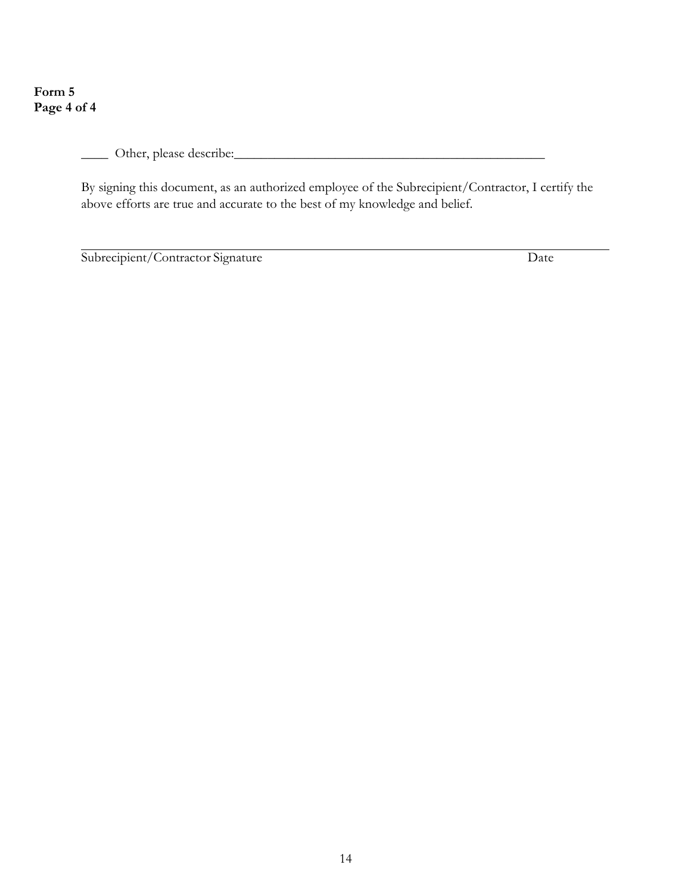**Form 5**
**Page 4 of 4**

____ Other, please describe:________________________________________________

By signing this document, as an authorized employee of the Subrecipient/Contractor, I certify the above efforts are true and accurate to the best of my knowledge and belief.

_____________________________________________________________________________

Subrecipient/Contractor Signature                                                                                    Date